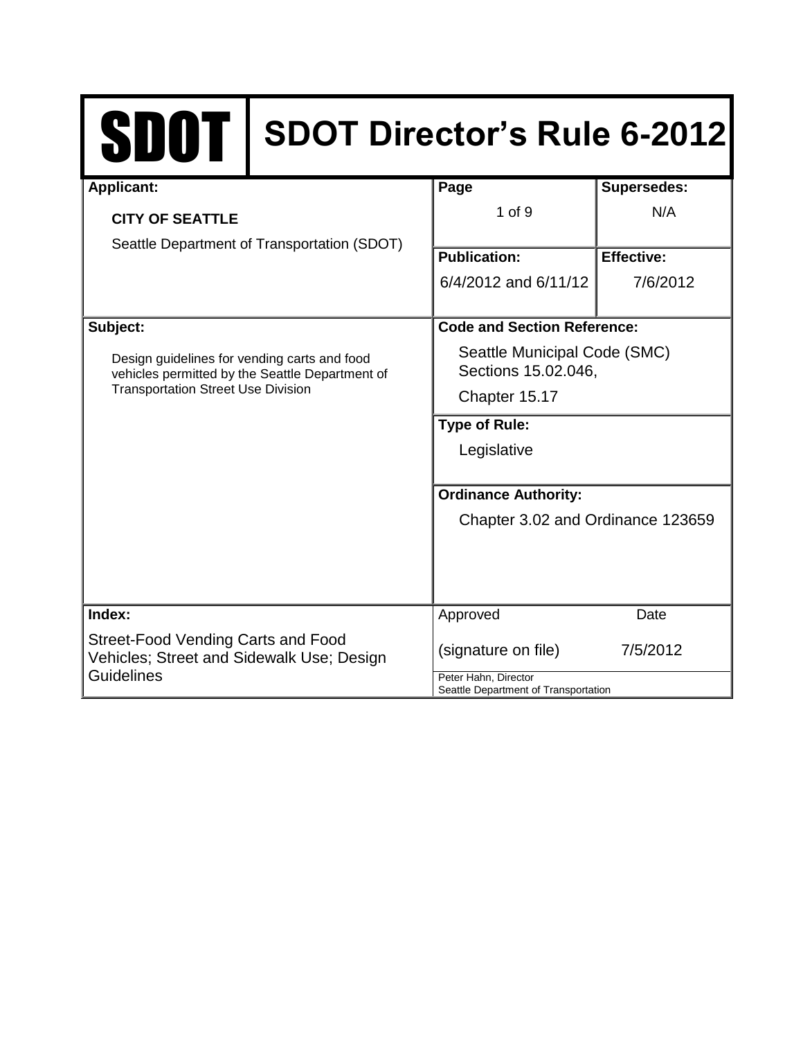# SDOT | SDOT Director's Rule 6-2012

| Applicant: | Page | Supersedes: |
|---|---|---|
| **CITY OF SEATTLE**<br>Seattle Department of Transportation (SDOT) | 1 of 9 | N/A |
| | **Publication:** | **Effective:** |
| | 6/4/2012 and 6/11/12 | 7/6/2012 |

| Subject: | Code and Section Reference: |
|---|---|
| Design guidelines for vending carts and food vehicles permitted by the Seattle Department of Transportation Street Use Division | Seattle Municipal Code (SMC) Sections 15.02.046, Chapter 15.17 |
| | **Type of Rule:** |
| | Legislative |
| | **Ordinance Authority:** |
| | Chapter 3.02 and Ordinance 123659 |

| Index: | Approved | Date |
|---|---|---|
| Street-Food Vending Carts and Food Vehicles; Street and Sidewalk Use; Design Guidelines | (signature on file) | 7/5/2012 |
| | Peter Hahn, Director<br>Seattle Department of Transportation | |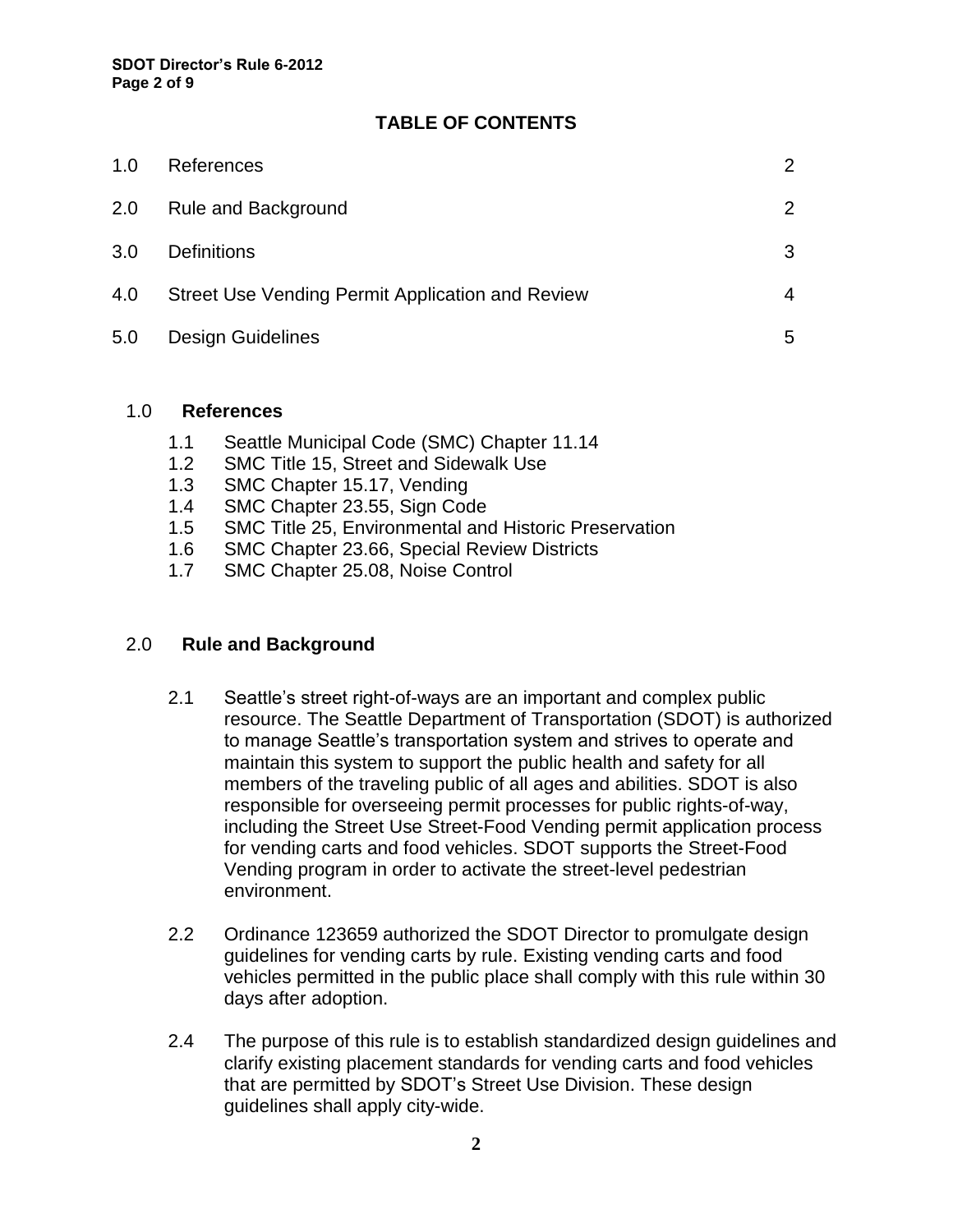## TABLE OF CONTENTS

| | | |
|---|---|---|
| 1.0 | References | 2 |
| 2.0 | Rule and Background | 2 |
| 3.0 | Definitions | 3 |
| 4.0 | Street Use Vending Permit Application and Review | 4 |
| 5.0 | Design Guidelines | 5 |

## 1.0 References

1.1 Seattle Municipal Code (SMC) Chapter 11.14
1.2 SMC Title 15, Street and Sidewalk Use
1.3 SMC Chapter 15.17, Vending
1.4 SMC Chapter 23.55, Sign Code
1.5 SMC Title 25, Environmental and Historic Preservation
1.6 SMC Chapter 23.66, Special Review Districts
1.7 SMC Chapter 25.08, Noise Control

## 2.0 Rule and Background

2.1 Seattle's street right-of-ways are an important and complex public resource. The Seattle Department of Transportation (SDOT) is authorized to manage Seattle's transportation system and strives to operate and maintain this system to support the public health and safety for all members of the traveling public of all ages and abilities. SDOT is also responsible for overseeing permit processes for public rights-of-way, including the Street Use Street-Food Vending permit application process for vending carts and food vehicles. SDOT supports the Street-Food Vending program in order to activate the street-level pedestrian environment.

2.2 Ordinance 123659 authorized the SDOT Director to promulgate design guidelines for vending carts by rule. Existing vending carts and food vehicles permitted in the public place shall comply with this rule within 30 days after adoption.

2.4 The purpose of this rule is to establish standardized design guidelines and clarify existing placement standards for vending carts and food vehicles that are permitted by SDOT's Street Use Division. These design guidelines shall apply city-wide.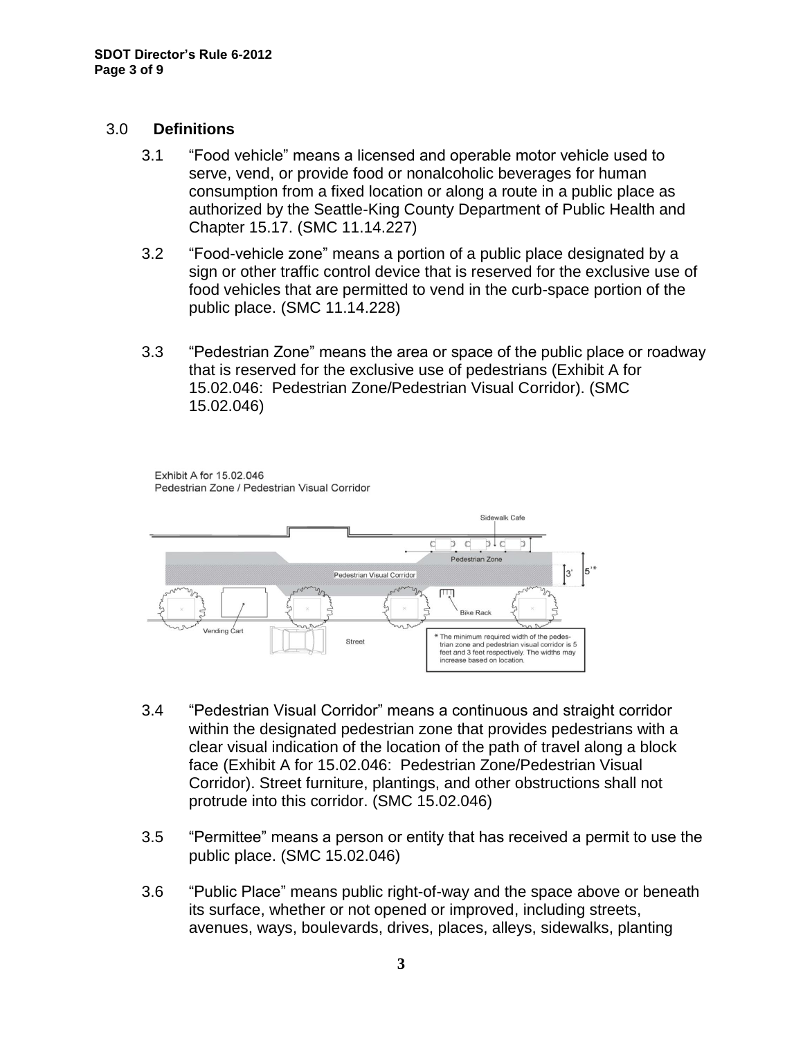## 3.0 **Definitions**

3.1 "Food vehicle" means a licensed and operable motor vehicle used to serve, vend, or provide food or nonalcoholic beverages for human consumption from a fixed location or along a route in a public place as authorized by the Seattle-King County Department of Public Health and Chapter 15.17. (SMC 11.14.227)

3.2 "Food-vehicle zone" means a portion of a public place designated by a sign or other traffic control device that is reserved for the exclusive use of food vehicles that are permitted to vend in the curb-space portion of the public place. (SMC 11.14.228)

3.3 "Pedestrian Zone" means the area or space of the public place or roadway that is reserved for the exclusive use of pedestrians (Exhibit A for 15.02.046: Pedestrian Zone/Pedestrian Visual Corridor). (SMC 15.02.046)

Exhibit A for 15.02.046
Pedestrian Zone / Pedestrian Visual Corridor

Sidewalk Cafe

Pedestrian Zone

Pedestrian Visual Corridor

3'

5'*

Bike Rack

Vending Cart

Street

\* The minimum required width of the pedestrian zone and pedestrian visual corridor is 5 feet and 3 feet respectively. The widths may increase based on location.

3.4 "Pedestrian Visual Corridor" means a continuous and straight corridor within the designated pedestrian zone that provides pedestrians with a clear visual indication of the location of the path of travel along a block face (Exhibit A for 15.02.046: Pedestrian Zone/Pedestrian Visual Corridor). Street furniture, plantings, and other obstructions shall not protrude into this corridor. (SMC 15.02.046)

3.5 "Permittee" means a person or entity that has received a permit to use the public place. (SMC 15.02.046)

3.6 "Public Place" means public right-of-way and the space above or beneath its surface, whether or not opened or improved, including streets, avenues, ways, boulevards, drives, places, alleys, sidewalks, planting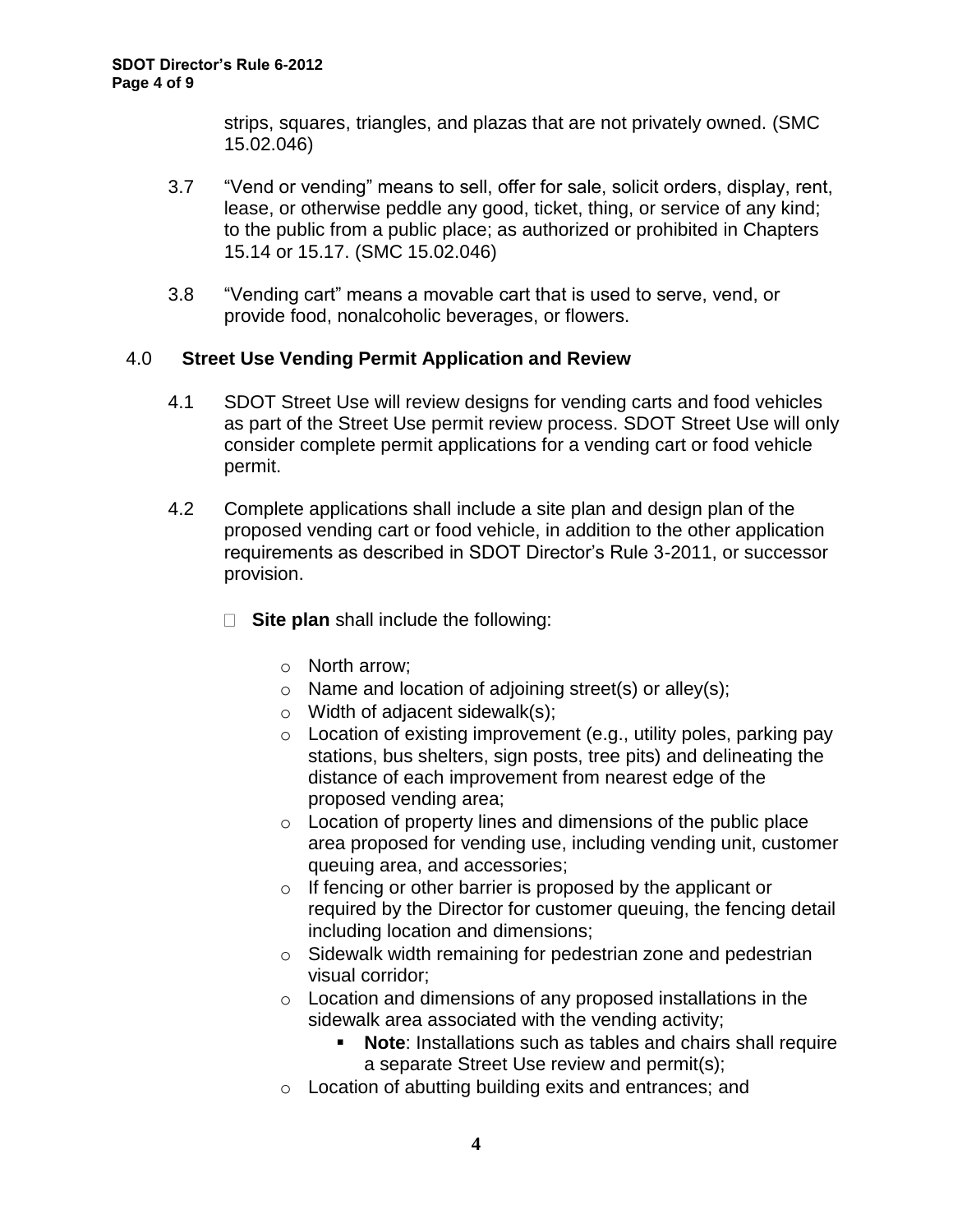strips, squares, triangles, and plazas that are not privately owned. (SMC 15.02.046)

3.7 "Vend or vending" means to sell, offer for sale, solicit orders, display, rent, lease, or otherwise peddle any good, ticket, thing, or service of any kind; to the public from a public place; as authorized or prohibited in Chapters 15.14 or 15.17. (SMC 15.02.046)

3.8 "Vending cart" means a movable cart that is used to serve, vend, or provide food, nonalcoholic beverages, or flowers.

## 4.0 Street Use Vending Permit Application and Review

4.1 SDOT Street Use will review designs for vending carts and food vehicles as part of the Street Use permit review process. SDOT Street Use will only consider complete permit applications for a vending cart or food vehicle permit.

4.2 Complete applications shall include a site plan and design plan of the proposed vending cart or food vehicle, in addition to the other application requirements as described in SDOT Director's Rule 3-2011, or successor provision.

- **Site plan** shall include the following:
  - North arrow;
  - Name and location of adjoining street(s) or alley(s);
  - Width of adjacent sidewalk(s);
  - Location of existing improvement (e.g., utility poles, parking pay stations, bus shelters, sign posts, tree pits) and delineating the distance of each improvement from nearest edge of the proposed vending area;
  - Location of property lines and dimensions of the public place area proposed for vending use, including vending unit, customer queuing area, and accessories;
  - If fencing or other barrier is proposed by the applicant or required by the Director for customer queuing, the fencing detail including location and dimensions;
  - Sidewalk width remaining for pedestrian zone and pedestrian visual corridor;
  - Location and dimensions of any proposed installations in the sidewalk area associated with the vending activity;
    - **Note**: Installations such as tables and chairs shall require a separate Street Use review and permit(s);
  - Location of abutting building exits and entrances; and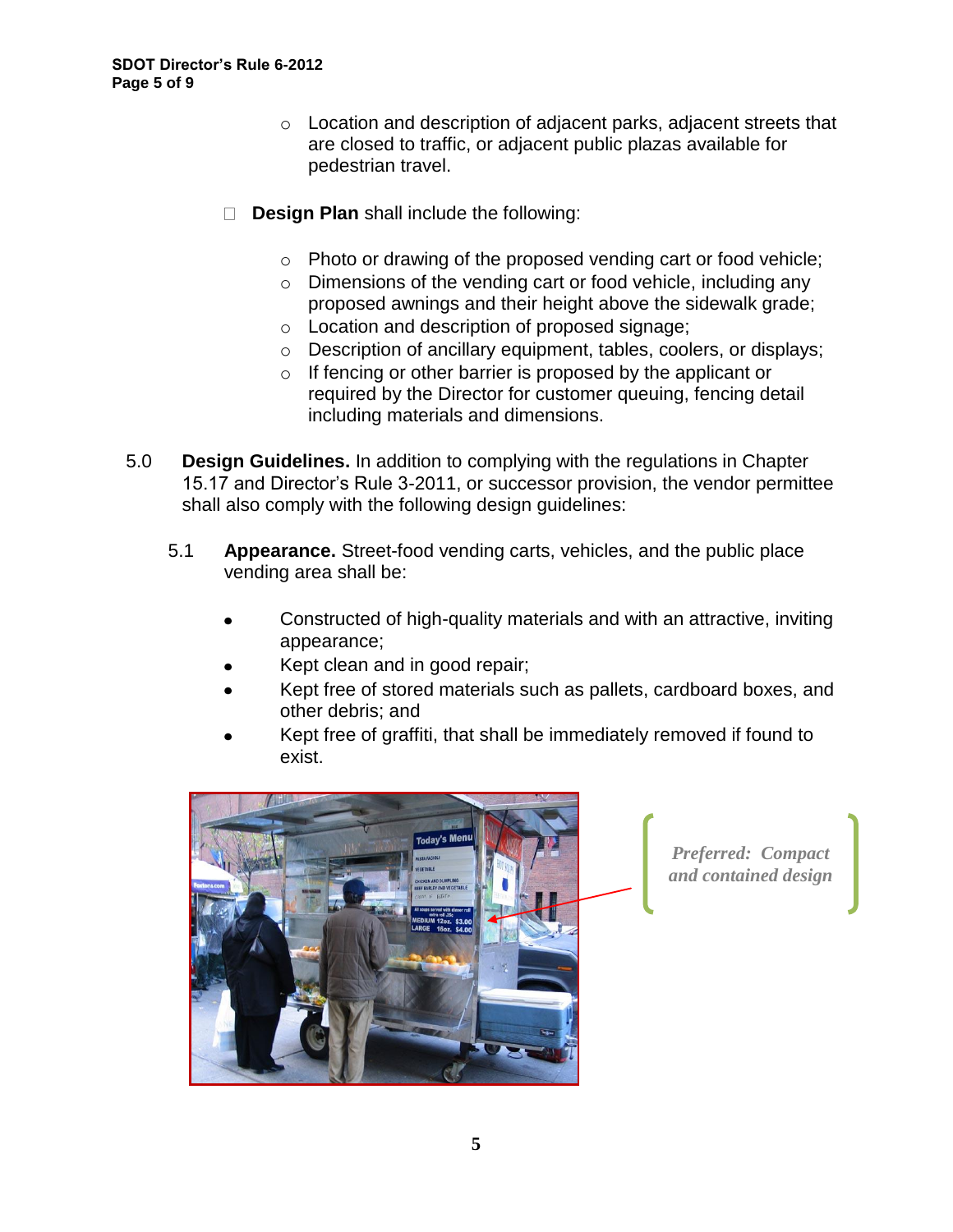- Location and description of adjacent parks, adjacent streets that are closed to traffic, or adjacent public plazas available for pedestrian travel.

- **Design Plan** shall include the following:

  - Photo or drawing of the proposed vending cart or food vehicle;
  - Dimensions of the vending cart or food vehicle, including any proposed awnings and their height above the sidewalk grade;
  - Location and description of proposed signage;
  - Description of ancillary equipment, tables, coolers, or displays;
  - If fencing or other barrier is proposed by the applicant or required by the Director for customer queuing, fencing detail including materials and dimensions.

5.0 **Design Guidelines.** In addition to complying with the regulations in Chapter 15.17 and Director's Rule 3-2011, or successor provision, the vendor permittee shall also comply with the following design guidelines:

5.1 **Appearance.** Street-food vending carts, vehicles, and the public place vending area shall be:

- Constructed of high-quality materials and with an attractive, inviting appearance;
- Kept clean and in good repair;
- Kept free of stored materials such as pallets, cardboard boxes, and other debris; and
- Kept free of graffiti, that shall be immediately removed if found to exist.

*Preferred: Compact and contained design*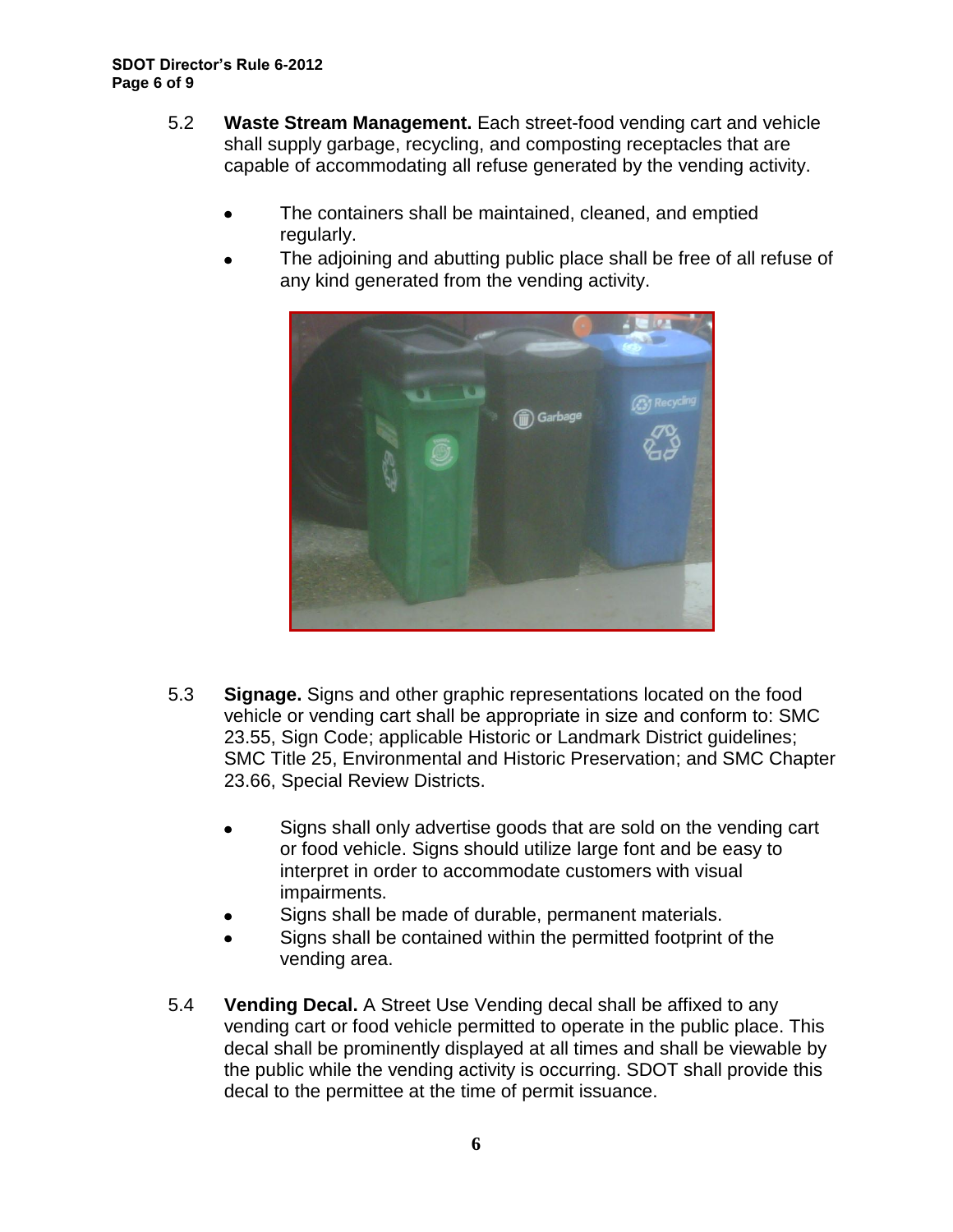5.2 **Waste Stream Management.** Each street-food vending cart and vehicle shall supply garbage, recycling, and composting receptacles that are capable of accommodating all refuse generated by the vending activity.

- The containers shall be maintained, cleaned, and emptied regularly.
- The adjoining and abutting public place shall be free of all refuse of any kind generated from the vending activity.

5.3 **Signage.** Signs and other graphic representations located on the food vehicle or vending cart shall be appropriate in size and conform to: SMC 23.55, Sign Code; applicable Historic or Landmark District guidelines; SMC Title 25, Environmental and Historic Preservation; and SMC Chapter 23.66, Special Review Districts.

- Signs shall only advertise goods that are sold on the vending cart or food vehicle. Signs should utilize large font and be easy to interpret in order to accommodate customers with visual impairments.
- Signs shall be made of durable, permanent materials.
- Signs shall be contained within the permitted footprint of the vending area.

5.4 **Vending Decal.** A Street Use Vending decal shall be affixed to any vending cart or food vehicle permitted to operate in the public place. This decal shall be prominently displayed at all times and shall be viewable by the public while the vending activity is occurring. SDOT shall provide this decal to the permittee at the time of permit issuance.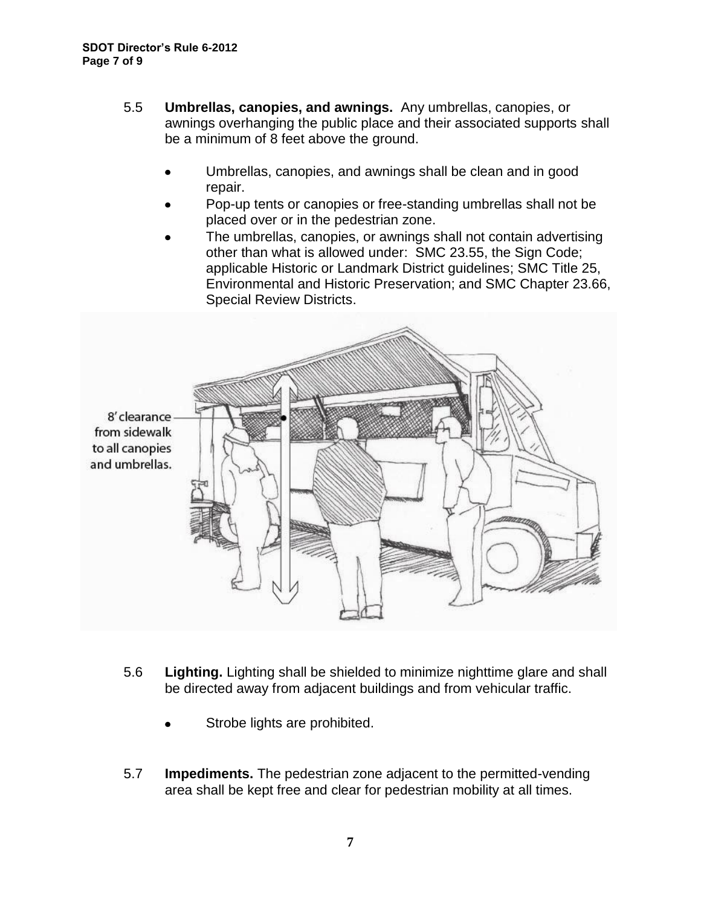5.5 **Umbrellas, canopies, and awnings.** Any umbrellas, canopies, or awnings overhanging the public place and their associated supports shall be a minimum of 8 feet above the ground.

- Umbrellas, canopies, and awnings shall be clean and in good repair.
- Pop-up tents or canopies or free-standing umbrellas shall not be placed over or in the pedestrian zone.
- The umbrellas, canopies, or awnings shall not contain advertising other than what is allowed under: SMC 23.55, the Sign Code; applicable Historic or Landmark District guidelines; SMC Title 25, Environmental and Historic Preservation; and SMC Chapter 23.66, Special Review Districts.

8' clearance from sidewalk to all canopies and umbrellas.

5.6 **Lighting.** Lighting shall be shielded to minimize nighttime glare and shall be directed away from adjacent buildings and from vehicular traffic.

- Strobe lights are prohibited.

5.7 **Impediments.** The pedestrian zone adjacent to the permitted-vending area shall be kept free and clear for pedestrian mobility at all times.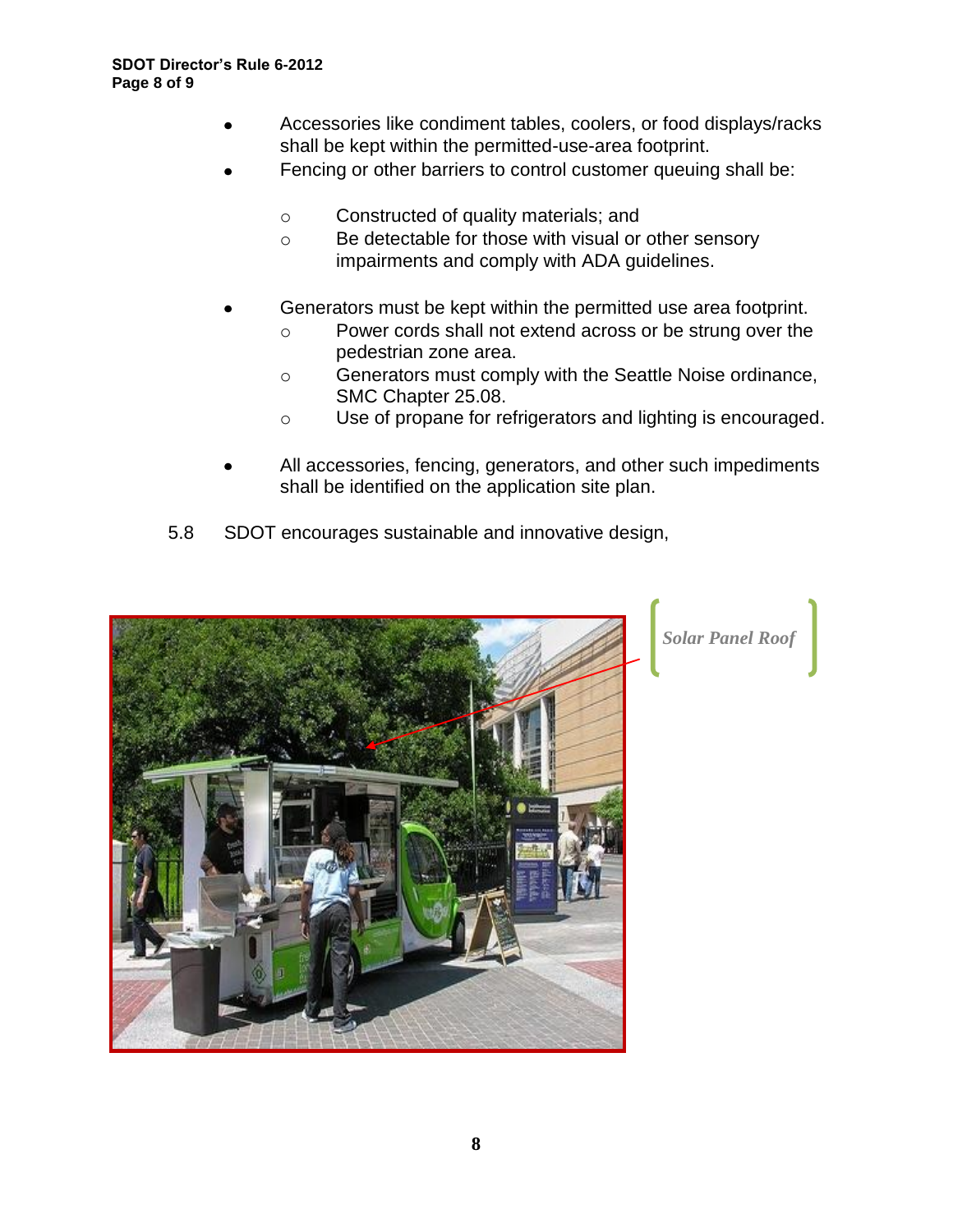- Accessories like condiment tables, coolers, or food displays/racks shall be kept within the permitted-use-area footprint.
- Fencing or other barriers to control customer queuing shall be:
  - Constructed of quality materials; and
  - Be detectable for those with visual or other sensory impairments and comply with ADA guidelines.
- Generators must be kept within the permitted use area footprint.
  - Power cords shall not extend across or be strung over the pedestrian zone area.
  - Generators must comply with the Seattle Noise ordinance, SMC Chapter 25.08.
  - Use of propane for refrigerators and lighting is encouraged.
- All accessories, fencing, generators, and other such impediments shall be identified on the application site plan.

5.8 SDOT encourages sustainable and innovative design,

*Solar Panel Roof*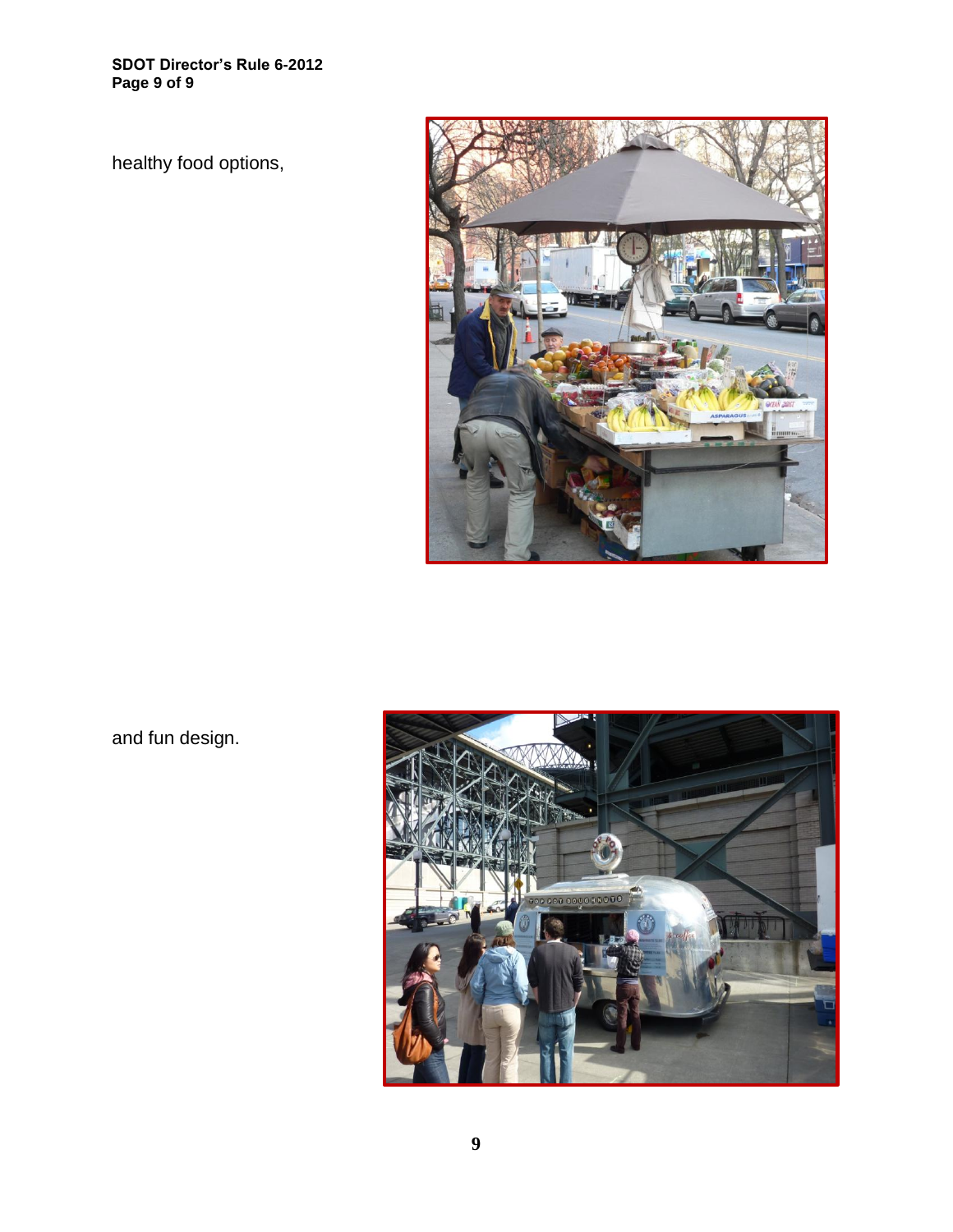healthy food options,

and fun design.